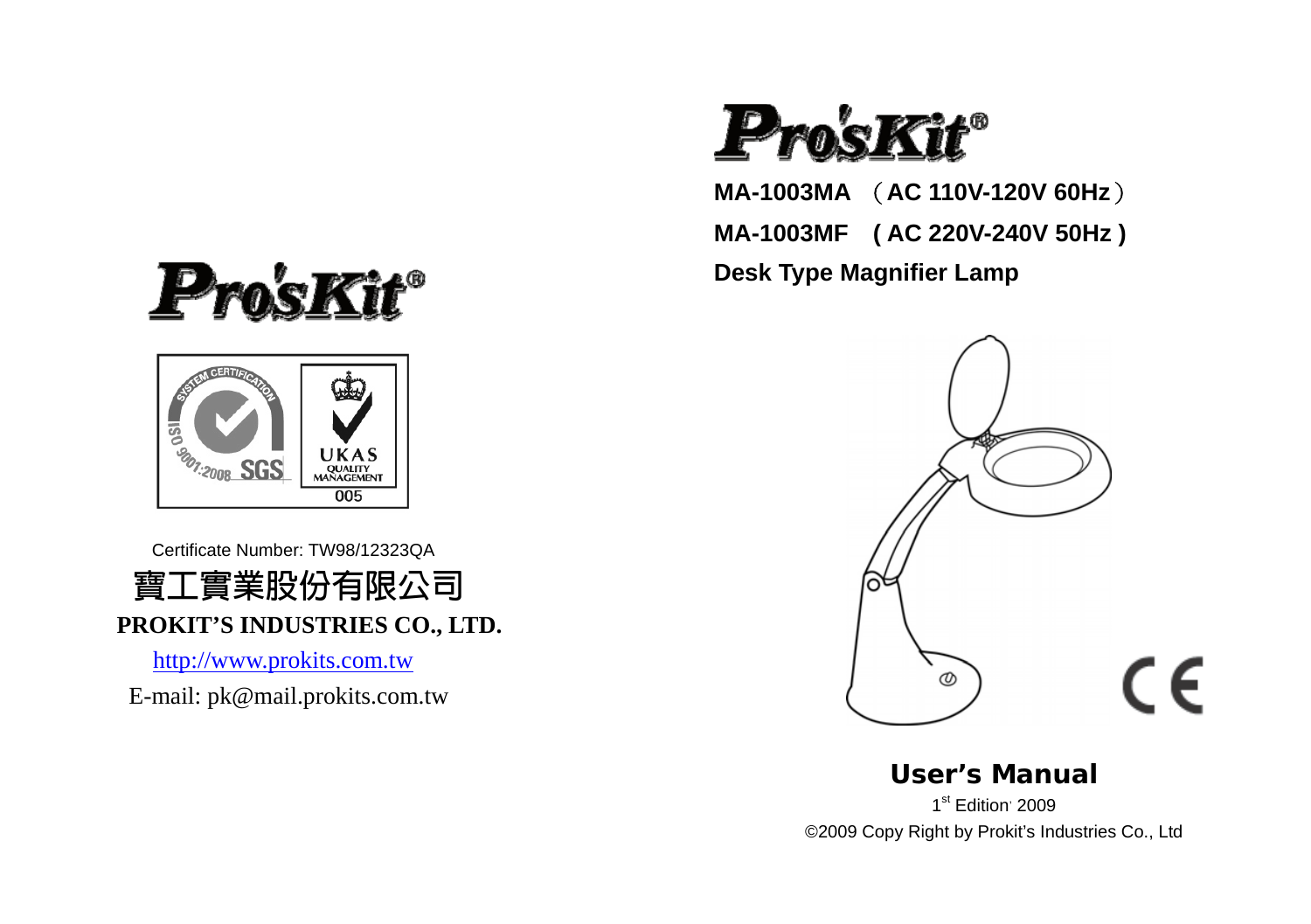Pro'sKit®

Certificate Number: TW98/12323QA

寶工實業股份有限公司

**PROKIT'S INDUSTRIES CO., LTD.**

http://www.prokits.com.tw

E-mail: pk@mail.prokits.com.tw

Pro'sKit®

**MA-1003MA （AC 110V-120V 60Hz）**

**MA-1003MF ( AC 220V-240V 50Hz )**

**Desk Type Magnifier Lamp**

# User's Manual

1st Edition, 2009

©2009 Copy Right by Prokit's Industries Co., Ltd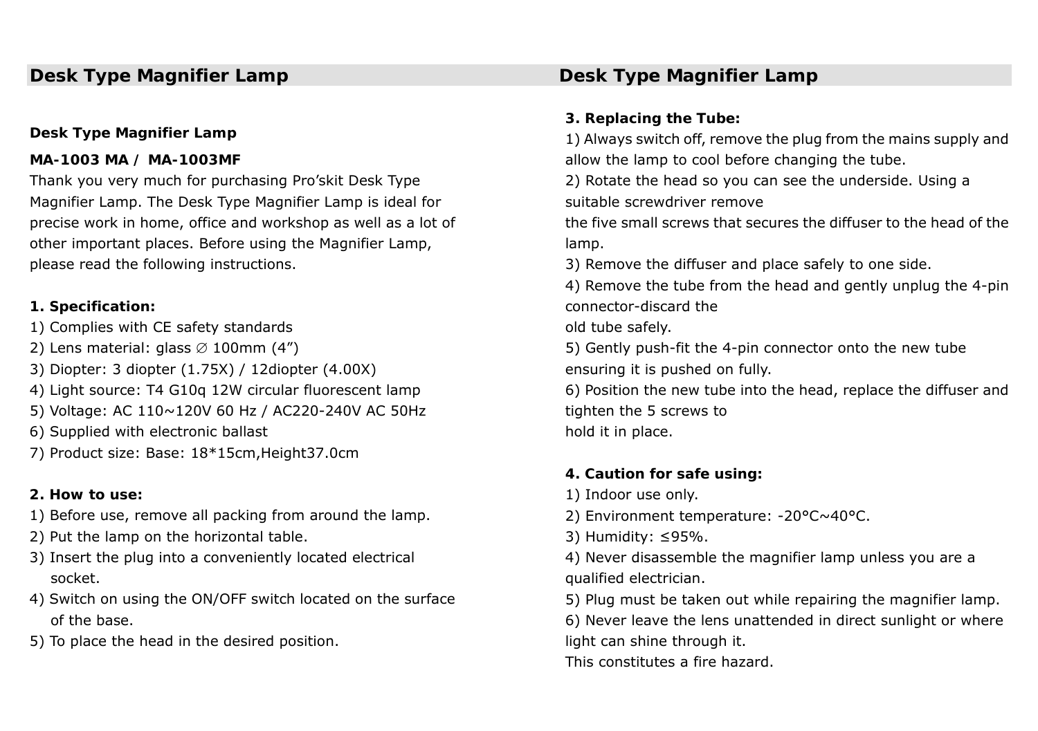# Desk Type Magnifier Lamp

**Desk Type Magnifier Lamp**

**MA-1003 MA / MA-1003MF**

Thank you very much for purchasing Pro'skit Desk Type Magnifier Lamp. The Desk Type Magnifier Lamp is ideal for precise work in home, office and workshop as well as a lot of other important places. Before using the Magnifier Lamp, please read the following instructions.

**1. Specification:**

1) Complies with CE safety standards
2) Lens material: glass ∅ 100mm (4")
3) Diopter: 3 diopter (1.75X) / 12diopter (4.00X)
4) Light source: T4 G10q 12W circular fluorescent lamp
5) Voltage: AC 110~120V 60 Hz / AC220-240V AC 50Hz
6) Supplied with electronic ballast
7) Product size: Base: 18*15cm,Height37.0cm

**2. How to use:**

1) Before use, remove all packing from around the lamp.
2) Put the lamp on the horizontal table.
3) Insert the plug into a conveniently located electrical socket.
4) Switch on using the ON/OFF switch located on the surface of the base.
5) To place the head in the desired position.

**3. Replacing the Tube:**

1) Always switch off, remove the plug from the mains supply and allow the lamp to cool before changing the tube.
2) Rotate the head so you can see the underside. Using a suitable screwdriver remove the five small screws that secures the diffuser to the head of the lamp.
3) Remove the diffuser and place safely to one side.
4) Remove the tube from the head and gently unplug the 4-pin connector-discard the old tube safely.
5) Gently push-fit the 4-pin connector onto the new tube ensuring it is pushed on fully.
6) Position the new tube into the head, replace the diffuser and tighten the 5 screws to hold it in place.

**4. Caution for safe using:**

1) Indoor use only.
2) Environment temperature: -20°C~40°C.
3) Humidity: ≤95%.
4) Never disassemble the magnifier lamp unless you are a qualified electrician.
5) Plug must be taken out while repairing the magnifier lamp.
6) Never leave the lens unattended in direct sunlight or where light can shine through it.
This constitutes a fire hazard.